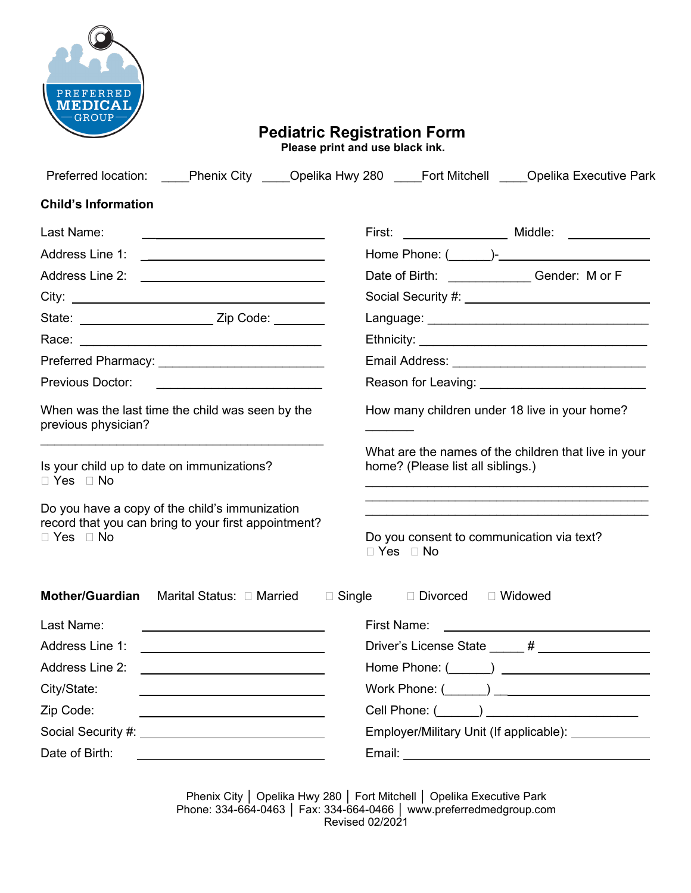PREFERRED MEDICAL GROUP

# Pediatric Registration Form

**Please print and use black ink.**

Preferred location: ____Phenix City ____Opelika Hwy 280 ____Fort Mitchell ____Opelika Executive Park

## Child's Information

Last Name: ____________________

First: ____________ Middle: ________

Address Line 1: ____________________

Home Phone: (______)-________________

Address Line 2: ____________________

Date of Birth: __________ Gender: M or F

City: ______________________________

Social Security #: ____________________

State: ______________ Zip Code: ______

Language: ____________________________

Race: ______________________________

Ethnicity: ____________________________

Preferred Pharmacy: __________________

Email Address: ________________________

Previous Doctor: ____________________

Reason for Leaving: ____________________

When was the last time the child was seen by the previous physician?

________________________________________

How many children under 18 live in your home?

_______

Is your child up to date on immunizations?
☐ Yes ☐ No

Do you have a copy of the child's immunization record that you can bring to your first appointment?
☐ Yes ☐ No

What are the names of the children that live in your home? (Please list all siblings.)

________________________________________
________________________________________
________________________________________

Do you consent to communication via text?
☐ Yes ☐ No

**Mother/Guardian** Marital Status: ☐ Married ☐ Single ☐ Divorced ☐ Widowed

Last Name: ____________________

First Name: ____________________

Address Line 1: ____________________

Driver's License State _____ # ____________

Address Line 2: ____________________

Home Phone: (______) ________________

City/State: ____________________

Work Phone: (______) ________________

Zip Code: ____________________

Cell Phone: (______) ________________

Social Security #: ____________________

Employer/Military Unit (If applicable): __________

Date of Birth: ____________________

Email: ________________________________

Phenix City | Opelika Hwy 280 | Fort Mitchell | Opelika Executive Park
Phone: 334-664-0463 | Fax: 334-664-0466 | www.preferredmedgroup.com
Revised 02/2021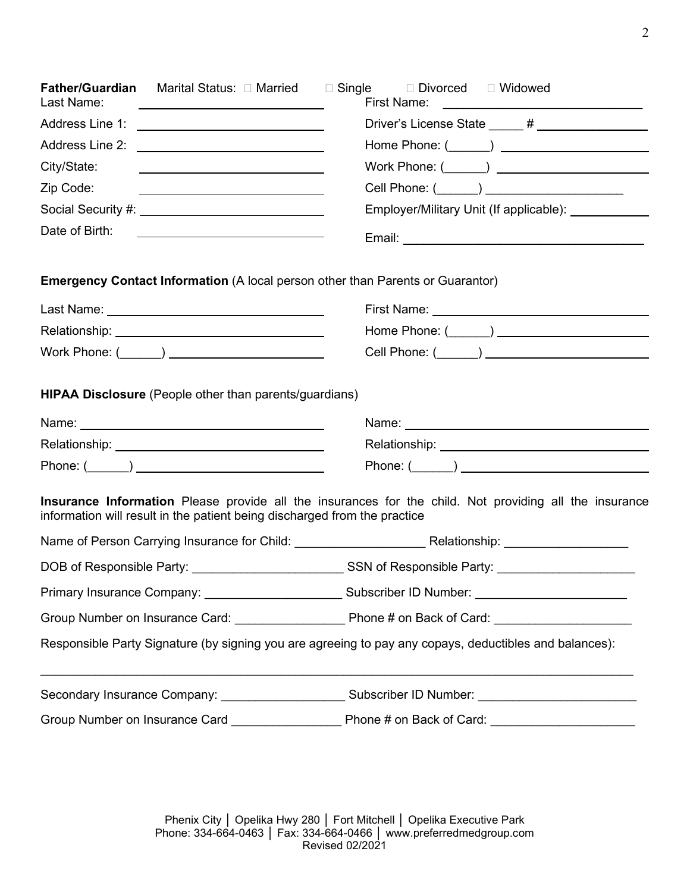**Father/Guardian** Marital Status: □ Married □ Single □ Divorced □ Widowed

Last Name: ______________________________ First Name: ______________________________

Address Line 1: ______________________________ Driver's License State _____ # ________________

Address Line 2: ______________________________ Home Phone: (______) ______________________

City/State: ______________________________ Work Phone: (______) ______________________

Zip Code: ______________________________ Cell Phone: (______) ______________________

Social Security #: ______________________________ Employer/Military Unit (If applicable): ____________

Date of Birth: ______________________________ Email: ____________________________________

**Emergency Contact Information** (A local person other than Parents or Guarantor)

Last Name: ______________________________ First Name: ______________________________

Relationship: ______________________________ Home Phone: (______) ______________________

Work Phone: (______) ______________________ Cell Phone: (______) ______________________

**HIPAA Disclosure** (People other than parents/guardians)

Name: ______________________________ Name: ______________________________

Relationship: ______________________________ Relationship: ______________________________

Phone: (______) ______________________ Phone: (______) ______________________

**Insurance Information** Please provide all the insurances for the child. Not providing all the insurance information will result in the patient being discharged from the practice

Name of Person Carrying Insurance for Child: ___________________ Relationship: __________________

DOB of Responsible Party: ______________________ SSN of Responsible Party: ____________________

Primary Insurance Company: ____________________ Subscriber ID Number: ______________________

Group Number on Insurance Card: ________________ Phone # on Back of Card: ____________________

Responsible Party Signature (by signing you are agreeing to pay any copays, deductibles and balances):

_____________________________________________________________________________________

Secondary Insurance Company: __________________ Subscriber ID Number: _______________________

Group Number on Insurance Card ________________ Phone # on Back of Card: _____________________

Phenix City │ Opelika Hwy 280 │ Fort Mitchell │ Opelika Executive Park
Phone: 334-664-0463 │ Fax: 334-664-0466 │ www.preferredmedgroup.com
Revised 02/2021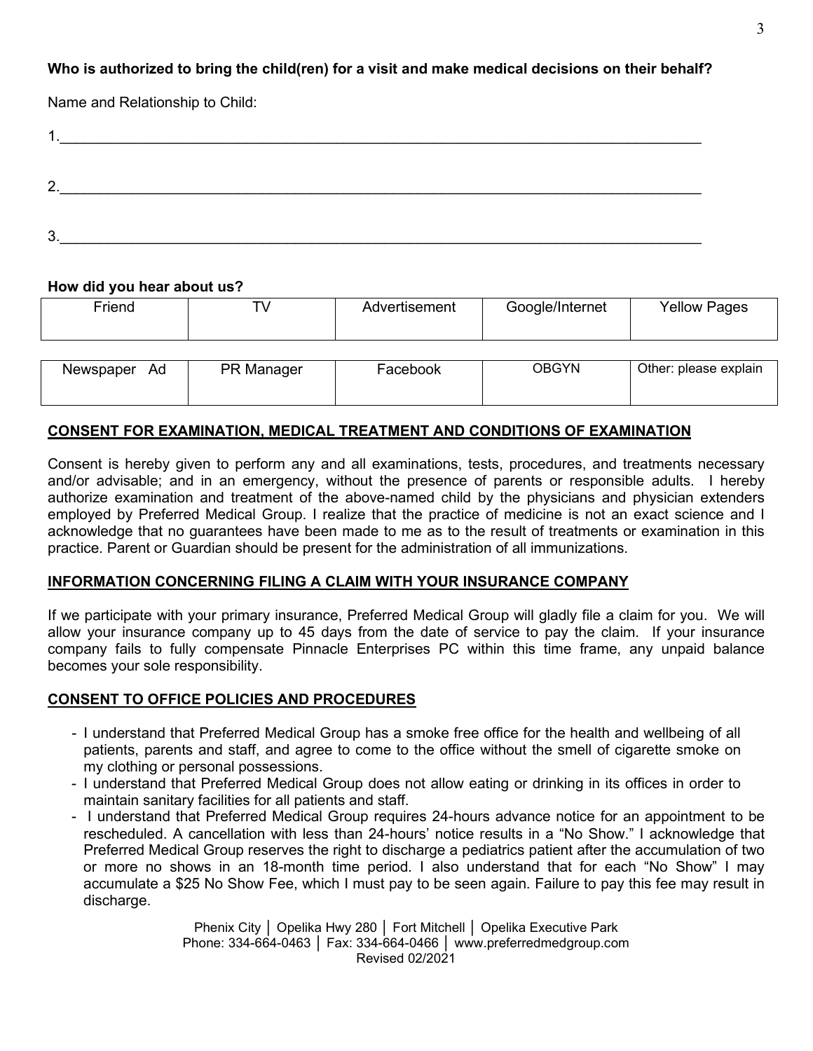**Who is authorized to bring the child(ren) for a visit and make medical decisions on their behalf?**

Name and Relationship to Child:

1.\_\_\_\_\_\_\_\_\_\_\_\_\_\_\_\_\_\_\_\_\_\_\_\_\_\_\_\_\_\_\_\_\_\_\_\_\_\_\_\_\_\_\_\_\_\_\_\_\_\_\_\_\_\_\_\_\_\_\_\_\_\_\_\_\_\_\_\_\_\_\_\_\_\_

2.\_\_\_\_\_\_\_\_\_\_\_\_\_\_\_\_\_\_\_\_\_\_\_\_\_\_\_\_\_\_\_\_\_\_\_\_\_\_\_\_\_\_\_\_\_\_\_\_\_\_\_\_\_\_\_\_\_\_\_\_\_\_\_\_\_\_\_\_\_\_\_\_\_\_

3.\_\_\_\_\_\_\_\_\_\_\_\_\_\_\_\_\_\_\_\_\_\_\_\_\_\_\_\_\_\_\_\_\_\_\_\_\_\_\_\_\_\_\_\_\_\_\_\_\_\_\_\_\_\_\_\_\_\_\_\_\_\_\_\_\_\_\_\_\_\_\_\_\_\_

**How did you hear about us?**

| Friend | TV | Advertisement | Google/Internet | Yellow Pages |
|---|---|---|---|---|
| Newspaper Ad | PR Manager | Facebook | OBGYN | Other: please explain |

**CONSENT FOR EXAMINATION, MEDICAL TREATMENT AND CONDITIONS OF EXAMINATION**

Consent is hereby given to perform any and all examinations, tests, procedures, and treatments necessary and/or advisable; and in an emergency, without the presence of parents or responsible adults. I hereby authorize examination and treatment of the above-named child by the physicians and physician extenders employed by Preferred Medical Group. I realize that the practice of medicine is not an exact science and I acknowledge that no guarantees have been made to me as to the result of treatments or examination in this practice. Parent or Guardian should be present for the administration of all immunizations.

**INFORMATION CONCERNING FILING A CLAIM WITH YOUR INSURANCE COMPANY**

If we participate with your primary insurance, Preferred Medical Group will gladly file a claim for you. We will allow your insurance company up to 45 days from the date of service to pay the claim. If your insurance company fails to fully compensate Pinnacle Enterprises PC within this time frame, any unpaid balance becomes your sole responsibility.

**CONSENT TO OFFICE POLICIES AND PROCEDURES**

- I understand that Preferred Medical Group has a smoke free office for the health and wellbeing of all patients, parents and staff, and agree to come to the office without the smell of cigarette smoke on my clothing or personal possessions.
- I understand that Preferred Medical Group does not allow eating or drinking in its offices in order to maintain sanitary facilities for all patients and staff.
- I understand that Preferred Medical Group requires 24-hours advance notice for an appointment to be rescheduled. A cancellation with less than 24-hours' notice results in a "No Show." I acknowledge that Preferred Medical Group reserves the right to discharge a pediatrics patient after the accumulation of two or more no shows in an 18-month time period. I also understand that for each "No Show" I may accumulate a $25 No Show Fee, which I must pay to be seen again. Failure to pay this fee may result in discharge.

Phenix City │ Opelika Hwy 280 │ Fort Mitchell │ Opelika Executive Park
Phone: 334-664-0463 │ Fax: 334-664-0466 │ www.preferredmedgroup.com
Revised 02/2021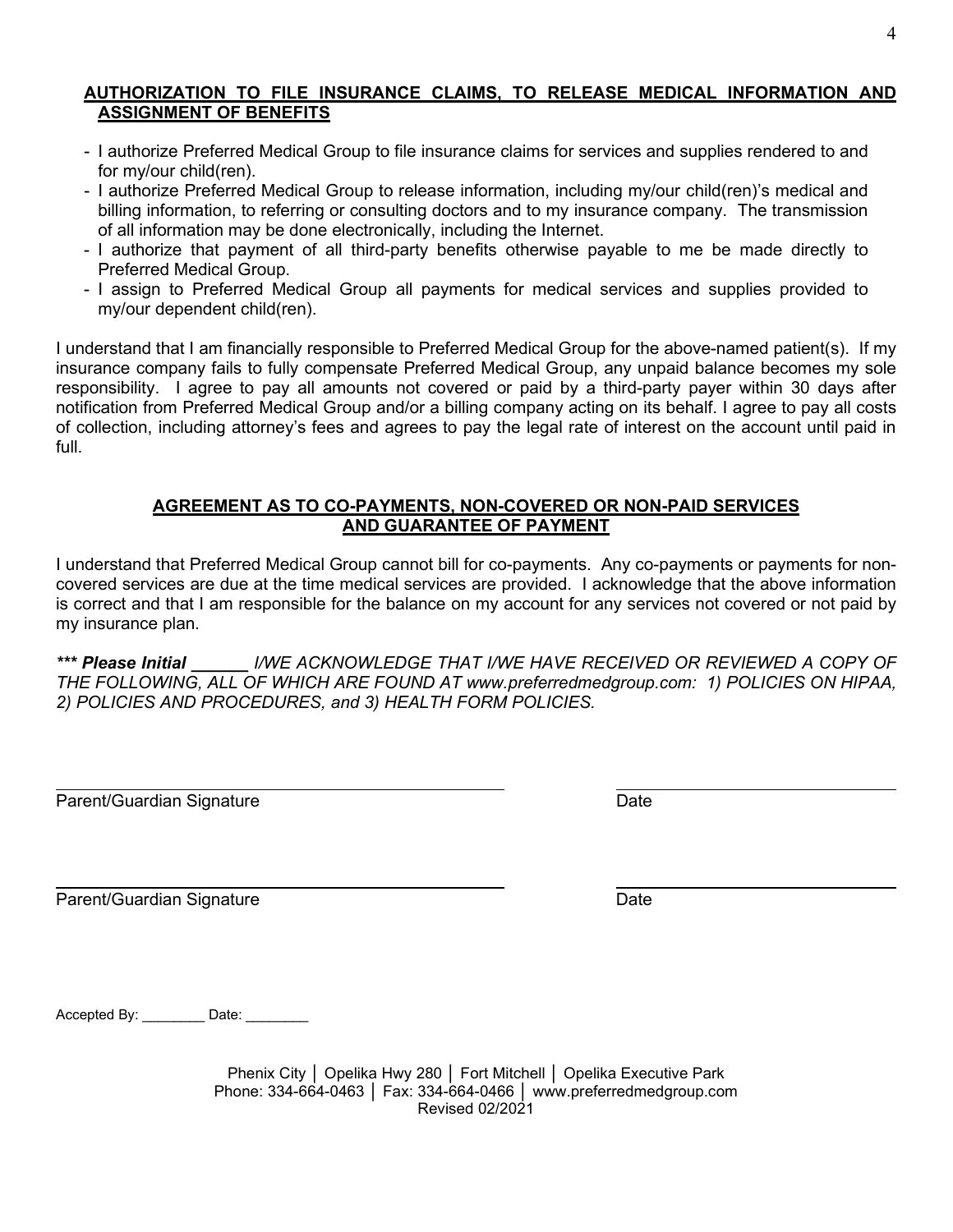## AUTHORIZATION TO FILE INSURANCE CLAIMS, TO RELEASE MEDICAL INFORMATION AND ASSIGNMENT OF BENEFITS

- I authorize Preferred Medical Group to file insurance claims for services and supplies rendered to and for my/our child(ren).
- I authorize Preferred Medical Group to release information, including my/our child(ren)'s medical and billing information, to referring or consulting doctors and to my insurance company. The transmission of all information may be done electronically, including the Internet.
- I authorize that payment of all third-party benefits otherwise payable to me be made directly to Preferred Medical Group.
- I assign to Preferred Medical Group all payments for medical services and supplies provided to my/our dependent child(ren).

I understand that I am financially responsible to Preferred Medical Group for the above-named patient(s). If my insurance company fails to fully compensate Preferred Medical Group, any unpaid balance becomes my sole responsibility. I agree to pay all amounts not covered or paid by a third-party payer within 30 days after notification from Preferred Medical Group and/or a billing company acting on its behalf. I agree to pay all costs of collection, including attorney's fees and agrees to pay the legal rate of interest on the account until paid in full.

## AGREEMENT AS TO CO-PAYMENTS, NON-COVERED OR NON-PAID SERVICES AND GUARANTEE OF PAYMENT

I understand that Preferred Medical Group cannot bill for co-payments. Any co-payments or payments for non-covered services are due at the time medical services are provided. I acknowledge that the above information is correct and that I am responsible for the balance on my account for any services not covered or not paid by my insurance plan.

***\*\*\* Please Initial ______*** *I/WE ACKNOWLEDGE THAT I/WE HAVE RECEIVED OR REVIEWED A COPY OF THE FOLLOWING, ALL OF WHICH ARE FOUND AT www.preferredmedgroup.com: 1) POLICIES ON HIPAA, 2) POLICIES AND PROCEDURES, and 3) HEALTH FORM POLICIES.*

_______________________________________ _______________________

Parent/Guardian Signature Date

_______________________________________ _______________________

Parent/Guardian Signature Date

Accepted By: ________ Date: ________

Phenix City │ Opelika Hwy 280 │ Fort Mitchell │ Opelika Executive Park
Phone: 334-664-0463 │ Fax: 334-664-0466 │ www.preferredmedgroup.com
Revised 02/2021